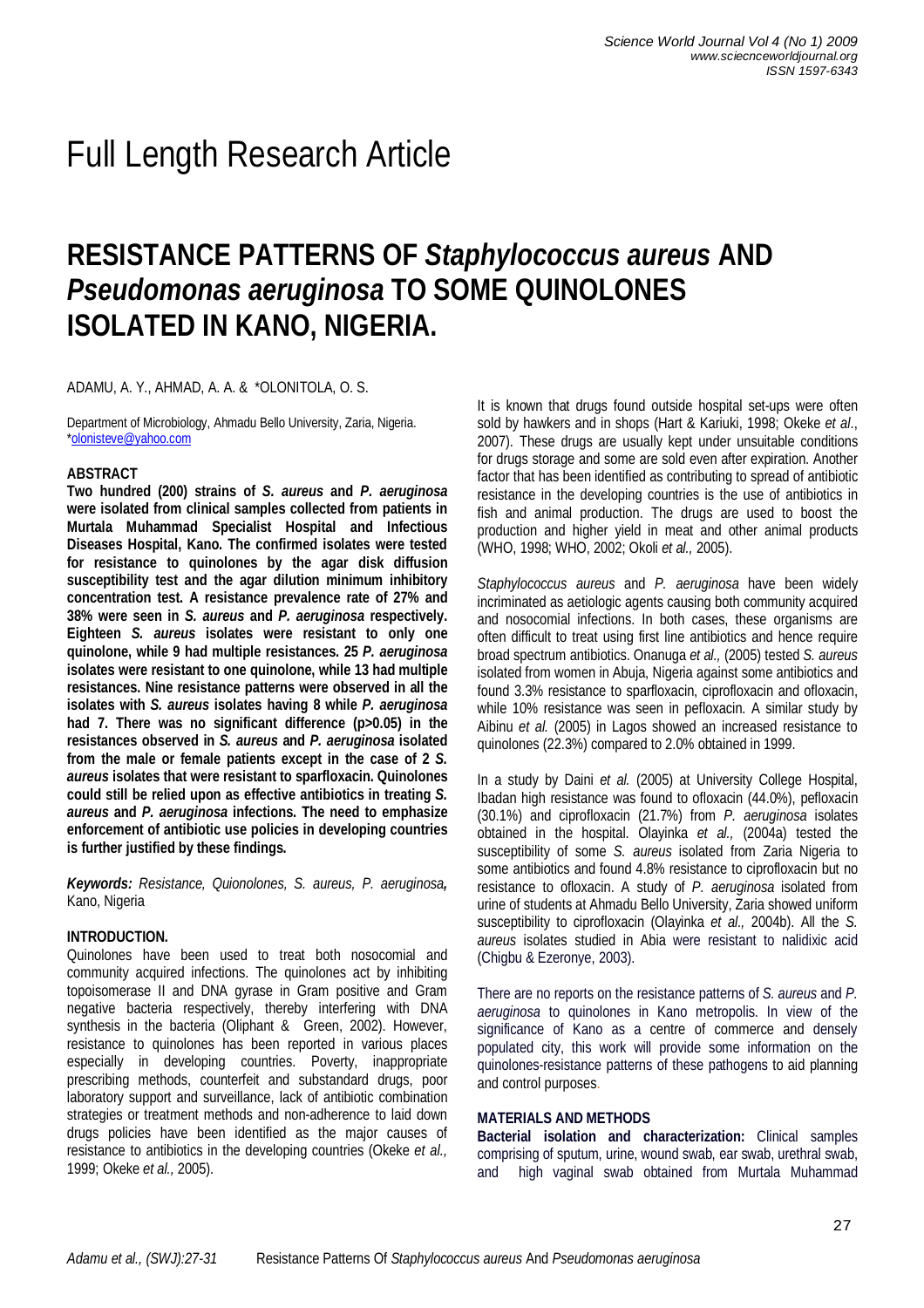Full Length Research Article

# RESISTANCE PATTERNS OF *Staphylococcus aureus* AND *Pseudomonas aeruginosa* TO SOME QUINOLONES ISOLATED IN KANO, NIGERIA.

ADAMU, A. Y., AHMAD, A. A. & *OLONITOLA, O. S.

Department of Microbiology, Ahmadu Bello University, Zaria, Nigeria.
*olonisteve@yahoo.com

**ABSTRACT**

**Two hundred (200) strains of *S. aureus* and *P. aeruginosa* were isolated from clinical samples collected from patients in Murtala Muhammad Specialist Hospital and Infectious Diseases Hospital, Kano. The confirmed isolates were tested for resistance to quinolones by the agar disk diffusion susceptibility test and the agar dilution minimum inhibitory concentration test. A resistance prevalence rate of 27% and 38% were seen in *S. aureus* and *P. aeruginosa* respectively. Eighteen *S. aureus* isolates were resistant to only one quinolone, while 9 had multiple resistances. 25 *P. aeruginosa* isolates were resistant to one quinolone, while 13 had multiple resistances. Nine resistance patterns were observed in all the isolates with *S. aureus* isolates having 8 while *P. aeruginosa* had 7. There was no significant difference ($p>0.05$) in the resistances observed in *S. aureus* and *P. aeruginosa* isolated from the male or female patients except in the case of 2 *S. aureus* isolates that were resistant to sparfloxacin. Quinolones could still be relied upon as effective antibiotics in treating *S. aureus* and *P. aeruginosa* infections. The need to emphasize enforcement of antibiotic use policies in developing countries is further justified by these findings.**

***Keywords:*** *Resistance, Quionolones, S. aureus, P. aeruginosa,* Kano, Nigeria

**INTRODUCTION.**

Quinolones have been used to treat both nosocomial and community acquired infections. The quinolones act by inhibiting topoisomerase II and DNA gyrase in Gram positive and Gram negative bacteria respectively, thereby interfering with DNA synthesis in the bacteria (Oliphant & Green, 2002). However, resistance to quinolones has been reported in various places especially in developing countries. Poverty, inappropriate prescribing methods, counterfeit and substandard drugs, poor laboratory support and surveillance, lack of antibiotic combination strategies or treatment methods and non-adherence to laid down drugs policies have been identified as the major causes of resistance to antibiotics in the developing countries (Okeke *et al.,* 1999; Okeke *et al.,* 2005).

It is known that drugs found outside hospital set-ups were often sold by hawkers and in shops (Hart & Kariuki, 1998; Okeke *et al*., 2007). These drugs are usually kept under unsuitable conditions for drugs storage and some are sold even after expiration. Another factor that has been identified as contributing to spread of antibiotic resistance in the developing countries is the use of antibiotics in fish and animal production. The drugs are used to boost the production and higher yield in meat and other animal products (WHO, 1998; WHO, 2002; Okoli *et al.,* 2005).

*Staphylococcus aureus* and *P. aeruginosa* have been widely incriminated as aetiologic agents causing both community acquired and nosocomial infections. In both cases, these organisms are often difficult to treat using first line antibiotics and hence require broad spectrum antibiotics. Onanuga *et al.,* (2005) tested *S. aureus* isolated from women in Abuja, Nigeria against some antibiotics and found 3.3% resistance to sparfloxacin, ciprofloxacin and ofloxacin, while 10% resistance was seen in pefloxacin. A similar study by Aibinu *et al.* (2005) in Lagos showed an increased resistance to quinolones (22.3%) compared to 2.0% obtained in 1999.

In a study by Daini *et al.* (2005) at University College Hospital, Ibadan high resistance was found to ofloxacin (44.0%), pefloxacin (30.1%) and ciprofloxacin (21.7%) from *P. aeruginosa* isolates obtained in the hospital. Olayinka *et al.,* (2004a) tested the susceptibility of some *S. aureus* isolated from Zaria Nigeria to some antibiotics and found 4.8% resistance to ciprofloxacin but no resistance to ofloxacin. A study of *P. aeruginosa* isolated from urine of students at Ahmadu Bello University, Zaria showed uniform susceptibility to ciprofloxacin (Olayinka *et al.,* 2004b). All the *S. aureus* isolates studied in Abia were resistant to nalidixic acid (Chigbu & Ezeronye, 2003).

There are no reports on the resistance patterns of *S. aureus* and *P. aeruginosa* to quinolones in Kano metropolis. In view of the significance of Kano as a centre of commerce and densely populated city, this work will provide some information on the quinolones-resistance patterns of these pathogens to aid planning and control purposes.

**MATERIALS AND METHODS**

**Bacterial isolation and characterization:** Clinical samples comprising of sputum, urine, wound swab, ear swab, urethral swab, and high vaginal swab obtained from Murtala Muhammad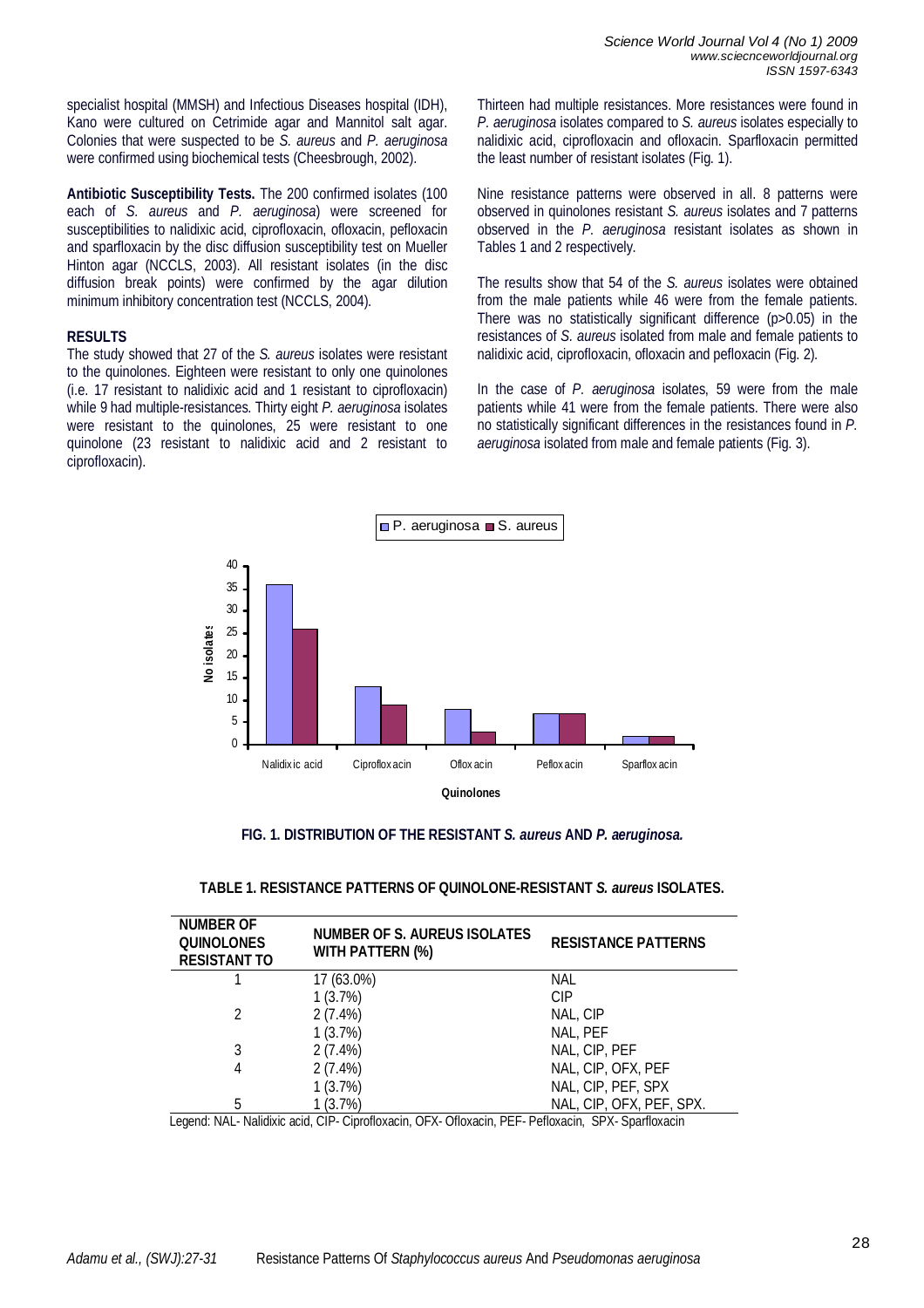specialist hospital (MMSH) and Infectious Diseases hospital (IDH), Kano were cultured on Cetrimide agar and Mannitol salt agar. Colonies that were suspected to be *S. aureus* and *P. aeruginosa* were confirmed using biochemical tests (Cheesbrough, 2002).

**Antibiotic Susceptibility Tests.** The 200 confirmed isolates (100 each of *S. aureus* and *P. aeruginosa*) were screened for susceptibilities to nalidixic acid, ciprofloxacin, ofloxacin, pefloxacin and sparfloxacin by the disc diffusion susceptibility test on Mueller Hinton agar (NCCLS, 2003). All resistant isolates (in the disc diffusion break points) were confirmed by the agar dilution minimum inhibitory concentration test (NCCLS, 2004).

## RESULTS

The study showed that 27 of the *S. aureus* isolates were resistant to the quinolones. Eighteen were resistant to only one quinolones (i.e. 17 resistant to nalidixic acid and 1 resistant to ciprofloxacin) while 9 had multiple-resistances. Thirty eight *P. aeruginosa* isolates were resistant to the quinolones, 25 were resistant to one quinolone (23 resistant to nalidixic acid and 2 resistant to ciprofloxacin).

Thirteen had multiple resistances. More resistances were found in *P. aeruginosa* isolates compared to *S. aureus* isolates especially to nalidixic acid, ciprofloxacin and ofloxacin. Sparfloxacin permitted the least number of resistant isolates (Fig. 1).

Nine resistance patterns were observed in all. 8 patterns were observed in quinolones resistant *S. aureus* isolates and 7 patterns observed in the *P. aeruginosa* resistant isolates as shown in Tables 1 and 2 respectively.

The results show that 54 of the *S. aureus* isolates were obtained from the male patients while 46 were from the female patients. There was no statistically significant difference ($p>0.05$) in the resistances of *S. aureus* isolated from male and female patients to nalidixic acid, ciprofloxacin, ofloxacin and pefloxacin (Fig. 2).

In the case of *P. aeruginosa* isolates, 59 were from the male patients while 41 were from the female patients. There were also no statistically significant differences in the resistances found in *P. aeruginosa* isolated from male and female patients (Fig. 3).

**FIG. 1. DISTRIBUTION OF THE RESISTANT *S. aureus* AND *P. aeruginosa*.**

**TABLE 1. RESISTANCE PATTERNS OF QUINOLONE-RESISTANT *S. aureus* ISOLATES.**

| NUMBER OF QUINOLONES RESISTANT TO | NUMBER OF S. AUREUS ISOLATES WITH PATTERN (%) | RESISTANCE PATTERNS |
|---|---|---|
| 1 | 17 (63.0%) | NAL |
| | 1 (3.7%) | CIP |
| 2 | 2 (7.4%) | NAL, CIP |
| | 1 (3.7%) | NAL, PEF |
| 3 | 2 (7.4%) | NAL, CIP, PEF |
| 4 | 2 (7.4%) | NAL, CIP, OFX, PEF |
| | 1 (3.7%) | NAL, CIP, PEF, SPX |
| 5 | 1 (3.7%) | NAL, CIP, OFX, PEF, SPX. |

Legend: NAL- Nalidixic acid, CIP- Ciprofloxacin, OFX- Ofloxacin, PEF- Pefloxacin, SPX- Sparfloxacin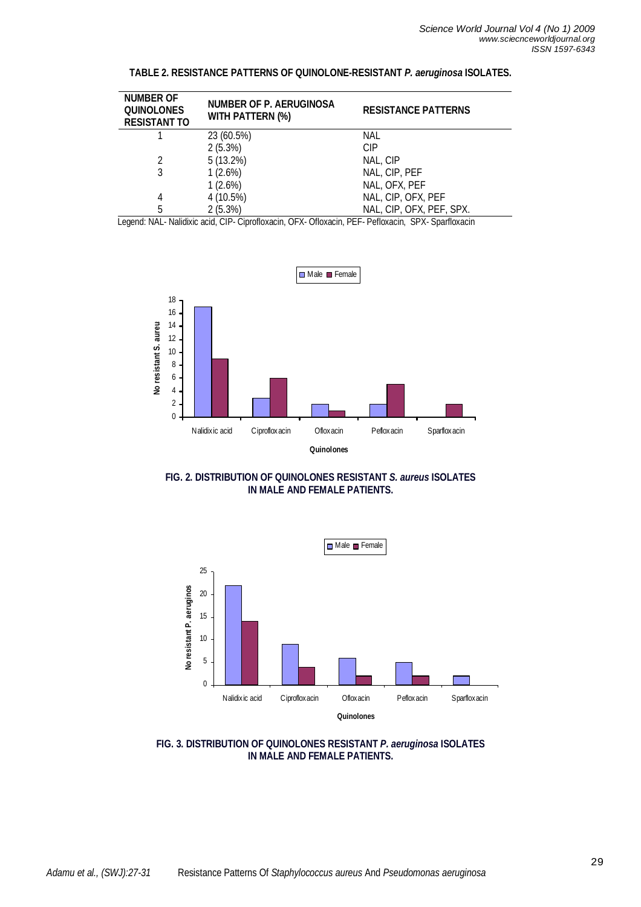**TABLE 2. RESISTANCE PATTERNS OF QUINOLONE-RESISTANT *P. aeruginosa* ISOLATES.**

| NUMBER OF QUINOLONES RESISTANT TO | NUMBER OF P. AERUGINOSA WITH PATTERN (%) | RESISTANCE PATTERNS |
|---|---|---|
| 1 | 23 (60.5%) | NAL |
| | 2 (5.3%) | CIP |
| 2 | 5 (13.2%) | NAL, CIP |
| 3 | 1 (2.6%) | NAL, CIP, PEF |
| | 1 (2.6%) | NAL, OFX, PEF |
| 4 | 4 (10.5%) | NAL, CIP, OFX, PEF |
| 5 | 2 (5.3%) | NAL, CIP, OFX, PEF, SPX. |

Legend: NAL- Nalidixic acid, CIP- Ciprofloxacin, OFX- Ofloxacin, PEF- Pefloxacin, SPX- Sparfloxacin

**FIG. 2. DISTRIBUTION OF QUINOLONES RESISTANT *S. aureus* ISOLATES IN MALE AND FEMALE PATIENTS.**

**FIG. 3. DISTRIBUTION OF QUINOLONES RESISTANT *P. aeruginosa* ISOLATES IN MALE AND FEMALE PATIENTS.**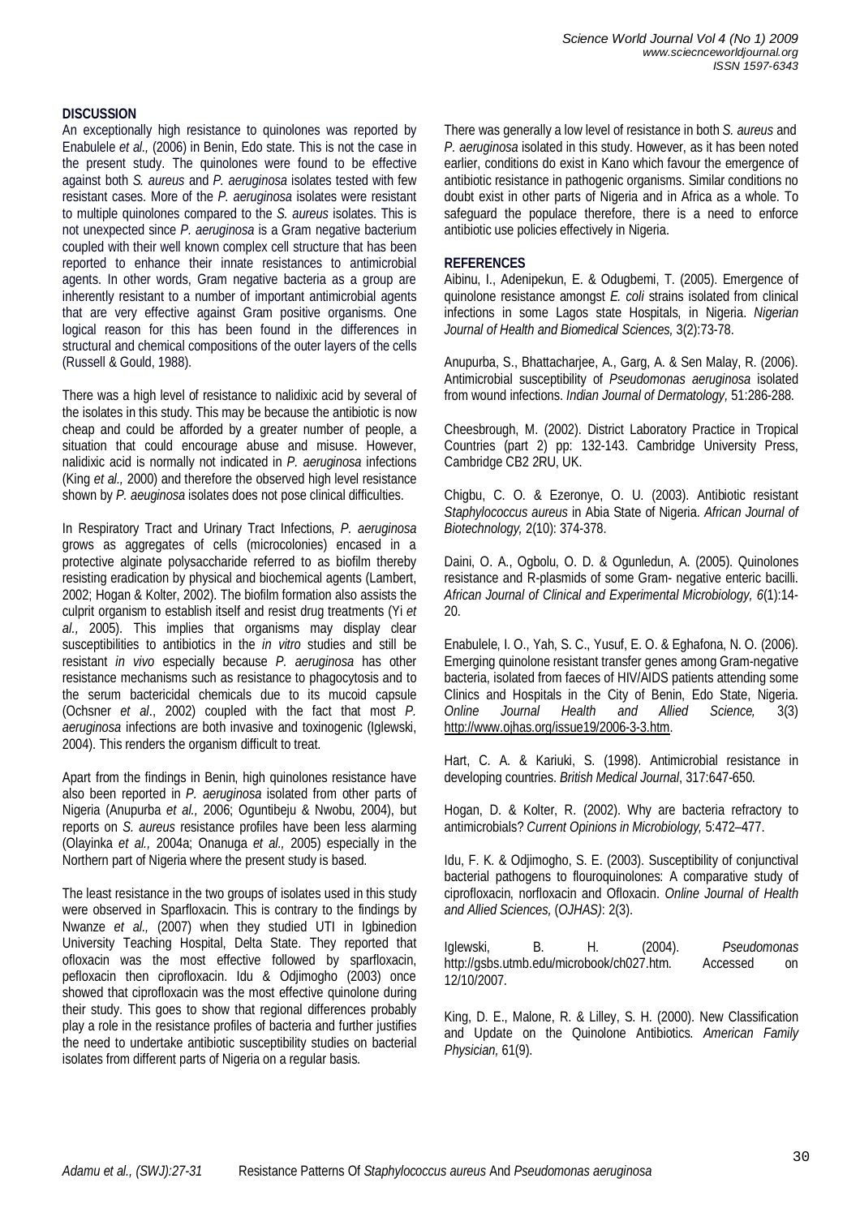## DISCUSSION

An exceptionally high resistance to quinolones was reported by Enabulele *et al.,* (2006) in Benin, Edo state. This is not the case in the present study. The quinolones were found to be effective against both *S. aureus* and *P. aeruginosa* isolates tested with few resistant cases. More of the *P. aeruginosa* isolates were resistant to multiple quinolones compared to the *S. aureus* isolates. This is not unexpected since *P. aeruginosa* is a Gram negative bacterium coupled with their well known complex cell structure that has been reported to enhance their innate resistances to antimicrobial agents. In other words, Gram negative bacteria as a group are inherently resistant to a number of important antimicrobial agents that are very effective against Gram positive organisms. One logical reason for this has been found in the differences in structural and chemical compositions of the outer layers of the cells (Russell & Gould, 1988).

There was a high level of resistance to nalidixic acid by several of the isolates in this study. This may be because the antibiotic is now cheap and could be afforded by a greater number of people, a situation that could encourage abuse and misuse. However, nalidixic acid is normally not indicated in *P. aeruginosa* infections (King *et al.,* 2000) and therefore the observed high level resistance shown by *P. aeuginosa* isolates does not pose clinical difficulties.

In Respiratory Tract and Urinary Tract Infections, *P. aeruginosa* grows as aggregates of cells (microcolonies) encased in a protective alginate polysaccharide referred to as biofilm thereby resisting eradication by physical and biochemical agents (Lambert, 2002; Hogan & Kolter, 2002). The biofilm formation also assists the culprit organism to establish itself and resist drug treatments (Yi *et al.,* 2005). This implies that organisms may display clear susceptibilities to antibiotics in the *in vitro* studies and still be resistant *in vivo* especially because *P. aeruginosa* has other resistance mechanisms such as resistance to phagocytosis and to the serum bactericidal chemicals due to its mucoid capsule (Ochsner *et al*., 2002) coupled with the fact that most *P. aeruginosa* infections are both invasive and toxinogenic (Iglewski, 2004). This renders the organism difficult to treat.

Apart from the findings in Benin, high quinolones resistance have also been reported in *P. aeruginosa* isolated from other parts of Nigeria (Anupurba *et al.,* 2006; Oguntibeju & Nwobu, 2004), but reports on *S. aureus* resistance profiles have been less alarming (Olayinka *et al.,* 2004a; Onanuga *et al.,* 2005) especially in the Northern part of Nigeria where the present study is based.

The least resistance in the two groups of isolates used in this study were observed in Sparfloxacin. This is contrary to the findings by Nwanze *et al.,* (2007) when they studied UTI in Igbinedion University Teaching Hospital, Delta State. They reported that ofloxacin was the most effective followed by sparfloxacin, pefloxacin then ciprofloxacin. Idu & Odjimogho (2003) once showed that ciprofloxacin was the most effective quinolone during their study. This goes to show that regional differences probably play a role in the resistance profiles of bacteria and further justifies the need to undertake antibiotic susceptibility studies on bacterial isolates from different parts of Nigeria on a regular basis.

There was generally a low level of resistance in both *S. aureus* and *P. aeruginosa* isolated in this study. However, as it has been noted earlier, conditions do exist in Kano which favour the emergence of antibiotic resistance in pathogenic organisms. Similar conditions no doubt exist in other parts of Nigeria and in Africa as a whole. To safeguard the populace therefore, there is a need to enforce antibiotic use policies effectively in Nigeria.

## REFERENCES

Aibinu, I., Adenipekun, E. & Odugbemi, T. (2005). Emergence of quinolone resistance amongst *E. coli* strains isolated from clinical infections in some Lagos state Hospitals, in Nigeria. *Nigerian Journal of Health and Biomedical Sciences,* 3(2):73-78.

Anupurba, S., Bhattacharjee, A., Garg, A. & Sen Malay, R. (2006). Antimicrobial susceptibility of *Pseudomonas aeruginosa* isolated from wound infections. *Indian Journal of Dermatology,* 51:286-288.

Cheesbrough, M. (2002). District Laboratory Practice in Tropical Countries (part 2) pp: 132-143. Cambridge University Press, Cambridge CB2 2RU, UK.

Chigbu, C. O. & Ezeronye, O. U. (2003). Antibiotic resistant *Staphylococcus aureus* in Abia State of Nigeria. *African Journal of Biotechnology,* 2(10): 374-378.

Daini, O. A., Ogbolu, O. D. & Ogunledun, A. (2005). Quinolones resistance and R-plasmids of some Gram- negative enteric bacilli. *African Journal of Clinical and Experimental Microbiology, 6*(1):14-20.

Enabulele, I. O., Yah, S. C., Yusuf, E. O. & Eghafona, N. O. (2006). Emerging quinolone resistant transfer genes among Gram-negative bacteria, isolated from faeces of HIV/AIDS patients attending some Clinics and Hospitals in the City of Benin, Edo State, Nigeria. *Online Journal Health and Allied Science,* 3(3) http://www.ojhas.org/issue19/2006-3-3.htm.

Hart, C. A. & Kariuki, S. (1998). Antimicrobial resistance in developing countries. *British Medical Journal*, 317:647-650.

Hogan, D. & Kolter, R. (2002). Why are bacteria refractory to antimicrobials? *Current Opinions in Microbiology,* 5:472–477.

Idu, F. K. & Odjimogho, S. E. (2003). Susceptibility of conjunctival bacterial pathogens to flouroquinolones: A comparative study of ciprofloxacin, norfloxacin and Ofloxacin. *Online Journal of Health and Allied Sciences,* (*OJHAS)*: 2(3).

Iglewski, B. H. (2004). *Pseudomonas* http://gsbs.utmb.edu/microbook/ch027.htm. Accessed on 12/10/2007.

King, D. E., Malone, R. & Lilley, S. H. (2000). New Classification and Update on the Quinolone Antibiotics. *American Family Physician,* 61(9).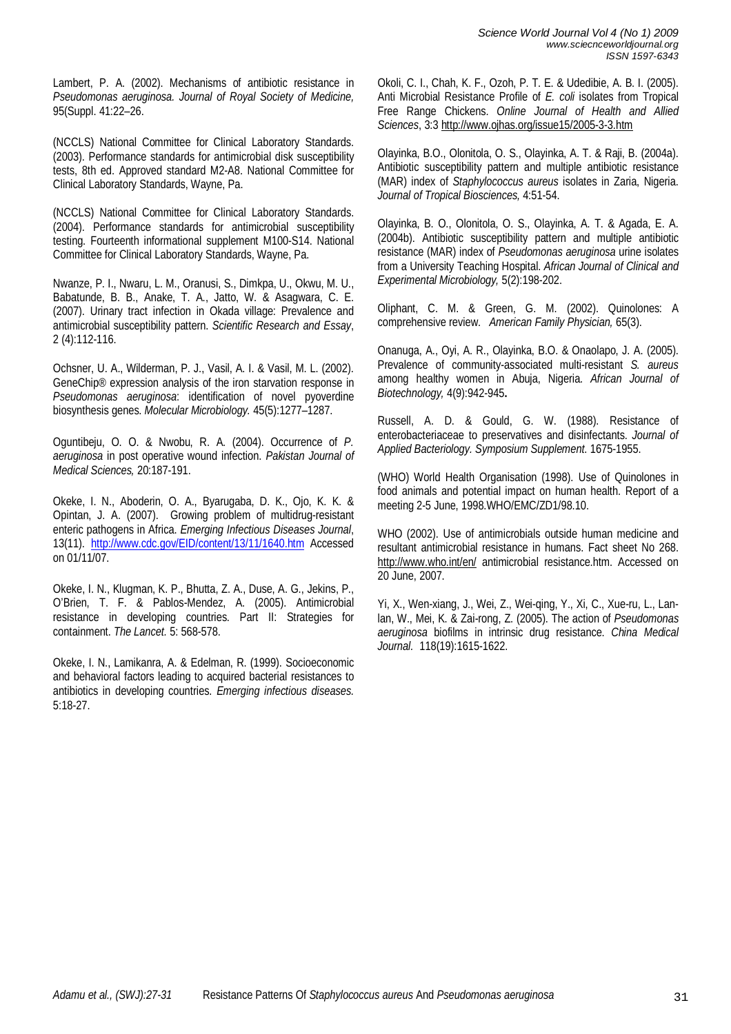Lambert, P. A. (2002). Mechanisms of antibiotic resistance in *Pseudomonas aeruginosa. Journal of Royal Society of Medicine,* 95(Suppl. 41:22–26.

(NCCLS) National Committee for Clinical Laboratory Standards. (2003). Performance standards for antimicrobial disk susceptibility tests, 8th ed. Approved standard M2-A8. National Committee for Clinical Laboratory Standards, Wayne, Pa.

(NCCLS) National Committee for Clinical Laboratory Standards. (2004). Performance standards for antimicrobial susceptibility testing. Fourteenth informational supplement M100-S14. National Committee for Clinical Laboratory Standards, Wayne, Pa.

Nwanze, P. I., Nwaru, L. M., Oranusi, S., Dimkpa, U., Okwu, M. U., Babatunde, B. B., Anake, T. A., Jatto, W. & Asagwara, C. E. (2007). Urinary tract infection in Okada village: Prevalence and antimicrobial susceptibility pattern. *Scientific Research and Essay*, 2 (4):112-116.

Ochsner, U. A., Wilderman, P. J., Vasil, A. I. & Vasil, M. L. (2002). GeneChip® expression analysis of the iron starvation response in *Pseudomonas aeruginosa*: identification of novel pyoverdine biosynthesis genes. *Molecular Microbiology.* 45(5):1277–1287.

Oguntibeju, O. O. & Nwobu, R. A. (2004). Occurrence of *P. aeruginosa* in post operative wound infection. *Pakistan Journal of Medical Sciences,* 20:187-191.

Okeke, I. N., Aboderin, O. A., Byarugaba, D. K., Ojo, K. K. & Opintan, J. A. (2007). Growing problem of multidrug-resistant enteric pathogens in Africa. *Emerging Infectious Diseases Journal*, 13(11). http://www.cdc.gov/EID/content/13/11/1640.htm Accessed on 01/11/07.

Okeke, I. N., Klugman, K. P., Bhutta, Z. A., Duse, A. G., Jekins, P., O'Brien, T. F. & Pablos-Mendez, A. (2005). Antimicrobial resistance in developing countries. Part II: Strategies for containment. *The Lancet.* 5: 568-578.

Okeke, I. N., Lamikanra, A. & Edelman, R. (1999). Socioeconomic and behavioral factors leading to acquired bacterial resistances to antibiotics in developing countries. *Emerging infectious diseases.* 5:18-27.

Okoli, C. I., Chah, K. F., Ozoh, P. T. E. & Udedibie, A. B. I. (2005). Anti Microbial Resistance Profile of *E. coli* isolates from Tropical Free Range Chickens. *Online Journal of Health and Allied Sciences*, 3:3 http://www.ojhas.org/issue15/2005-3-3.htm

Olayinka, B.O., Olonitola, O. S., Olayinka, A. T. & Raji, B. (2004a). Antibiotic susceptibility pattern and multiple antibiotic resistance (MAR) index of *Staphylococcus aureus* isolates in Zaria, Nigeria. *Journal of Tropical Biosciences,* 4:51-54.

Olayinka, B. O., Olonitola, O. S., Olayinka, A. T. & Agada, E. A. (2004b). Antibiotic susceptibility pattern and multiple antibiotic resistance (MAR) index of *Pseudomonas aeruginosa* urine isolates from a University Teaching Hospital. *African Journal of Clinical and Experimental Microbiology,* 5(2):198-202.

Oliphant, C. M. & Green, G. M. (2002). Quinolones: A comprehensive review. *American Family Physician,* 65(3).

Onanuga, A., Oyi, A. R., Olayinka, B.O. & Onaolapo, J. A. (2005). Prevalence of community-associated multi-resistant *S. aureus* among healthy women in Abuja, Nigeria. *African Journal of Biotechnology,* 4(9):942-945**.**

Russell, A. D. & Gould, G. W. (1988). Resistance of enterobacteriaceae to preservatives and disinfectants. *Journal of Applied Bacteriology. Symposium Supplement.* 1675-1955.

(WHO) World Health Organisation (1998). Use of Quinolones in food animals and potential impact on human health. Report of a meeting 2-5 June, 1998.WHO/EMC/ZD1/98.10.

WHO (2002). Use of antimicrobials outside human medicine and resultant antimicrobial resistance in humans. Fact sheet No 268. http://www.who.int/en/ antimicrobial resistance.htm. Accessed on 20 June, 2007.

Yi, X., Wen-xiang, J., Wei, Z., Wei-qing, Y., Xi, C., Xue-ru, L., Lan-lan, W., Mei, K. & Zai-rong, Z. (2005). The action of *Pseudomonas aeruginosa* biofilms in intrinsic drug resistance. *China Medical Journal.* 118(19):1615-1622.